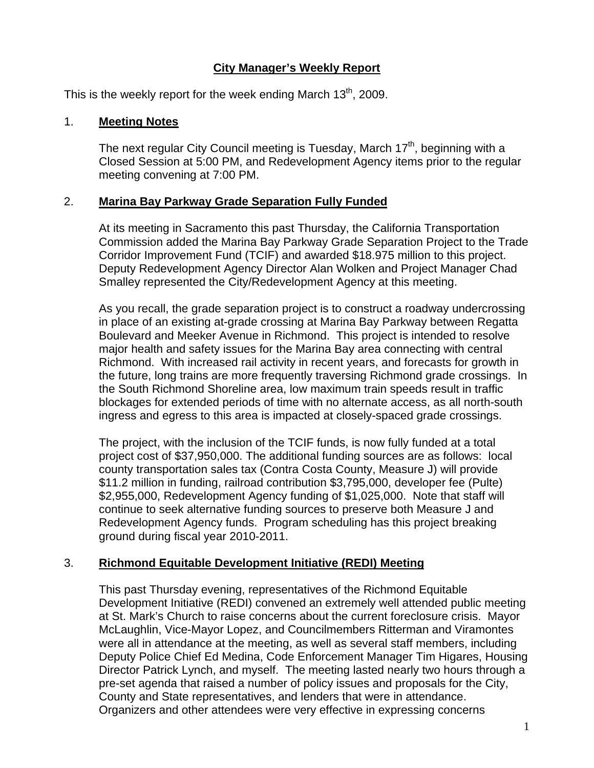# City Manager's Weekly Report

This is the weekly report for the week ending March 13th, 2009.

## 1. Meeting Notes

The next regular City Council meeting is Tuesday, March 17th, beginning with a Closed Session at 5:00 PM, and Redevelopment Agency items prior to the regular meeting convening at 7:00 PM.

## 2. Marina Bay Parkway Grade Separation Fully Funded

At its meeting in Sacramento this past Thursday, the California Transportation Commission added the Marina Bay Parkway Grade Separation Project to the Trade Corridor Improvement Fund (TCIF) and awarded $18.975 million to this project. Deputy Redevelopment Agency Director Alan Wolken and Project Manager Chad Smalley represented the City/Redevelopment Agency at this meeting.

As you recall, the grade separation project is to construct a roadway undercrossing in place of an existing at-grade crossing at Marina Bay Parkway between Regatta Boulevard and Meeker Avenue in Richmond. This project is intended to resolve major health and safety issues for the Marina Bay area connecting with central Richmond. With increased rail activity in recent years, and forecasts for growth in the future, long trains are more frequently traversing Richmond grade crossings. In the South Richmond Shoreline area, low maximum train speeds result in traffic blockages for extended periods of time with no alternate access, as all north-south ingress and egress to this area is impacted at closely-spaced grade crossings.

The project, with the inclusion of the TCIF funds, is now fully funded at a total project cost of $37,950,000. The additional funding sources are as follows: local county transportation sales tax (Contra Costa County, Measure J) will provide $11.2 million in funding, railroad contribution $3,795,000, developer fee (Pulte) $2,955,000, Redevelopment Agency funding of $1,025,000. Note that staff will continue to seek alternative funding sources to preserve both Measure J and Redevelopment Agency funds. Program scheduling has this project breaking ground during fiscal year 2010-2011.

## 3. Richmond Equitable Development Initiative (REDI) Meeting

This past Thursday evening, representatives of the Richmond Equitable Development Initiative (REDI) convened an extremely well attended public meeting at St. Mark's Church to raise concerns about the current foreclosure crisis. Mayor McLaughlin, Vice-Mayor Lopez, and Councilmembers Ritterman and Viramontes were all in attendance at the meeting, as well as several staff members, including Deputy Police Chief Ed Medina, Code Enforcement Manager Tim Higares, Housing Director Patrick Lynch, and myself. The meeting lasted nearly two hours through a pre-set agenda that raised a number of policy issues and proposals for the City, County and State representatives, and lenders that were in attendance. Organizers and other attendees were very effective in expressing concerns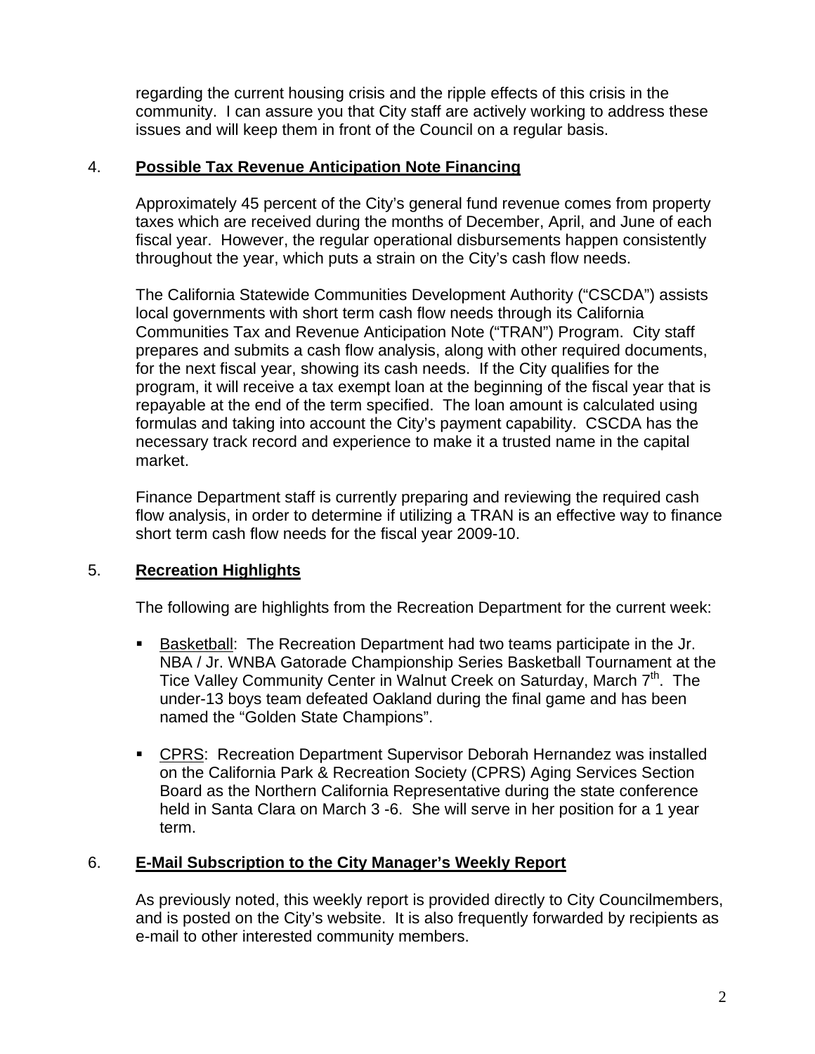regarding the current housing crisis and the ripple effects of this crisis in the community. I can assure you that City staff are actively working to address these issues and will keep them in front of the Council on a regular basis.

4. **Possible Tax Revenue Anticipation Note Financing**

Approximately 45 percent of the City's general fund revenue comes from property taxes which are received during the months of December, April, and June of each fiscal year. However, the regular operational disbursements happen consistently throughout the year, which puts a strain on the City's cash flow needs.

The California Statewide Communities Development Authority ("CSCDA") assists local governments with short term cash flow needs through its California Communities Tax and Revenue Anticipation Note ("TRAN") Program. City staff prepares and submits a cash flow analysis, along with other required documents, for the next fiscal year, showing its cash needs. If the City qualifies for the program, it will receive a tax exempt loan at the beginning of the fiscal year that is repayable at the end of the term specified. The loan amount is calculated using formulas and taking into account the City's payment capability. CSCDA has the necessary track record and experience to make it a trusted name in the capital market.

Finance Department staff is currently preparing and reviewing the required cash flow analysis, in order to determine if utilizing a TRAN is an effective way to finance short term cash flow needs for the fiscal year 2009-10.

5. **Recreation Highlights**

The following are highlights from the Recreation Department for the current week:

- Basketball: The Recreation Department had two teams participate in the Jr. NBA / Jr. WNBA Gatorade Championship Series Basketball Tournament at the Tice Valley Community Center in Walnut Creek on Saturday, March 7th. The under-13 boys team defeated Oakland during the final game and has been named the "Golden State Champions".

- CPRS: Recreation Department Supervisor Deborah Hernandez was installed on the California Park & Recreation Society (CPRS) Aging Services Section Board as the Northern California Representative during the state conference held in Santa Clara on March 3 -6. She will serve in her position for a 1 year term.

6. **E-Mail Subscription to the City Manager's Weekly Report**

As previously noted, this weekly report is provided directly to City Councilmembers, and is posted on the City's website. It is also frequently forwarded by recipients as e-mail to other interested community members.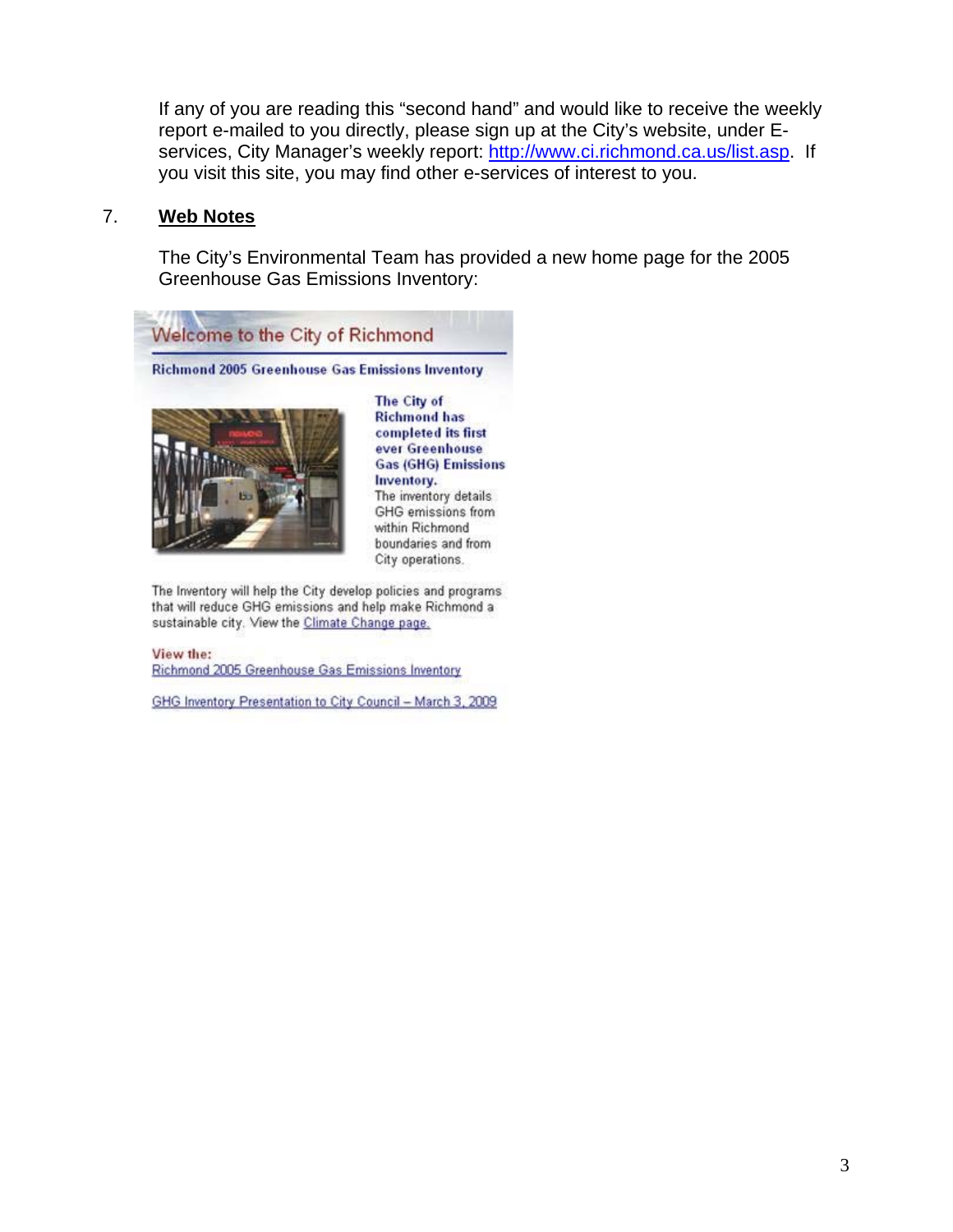If any of you are reading this “second hand” and would like to receive the weekly report e-mailed to you directly, please sign up at the City’s website, under E-services, City Manager’s weekly report: [http://www.ci.richmond.ca.us/list.asp](http://www.ci.richmond.ca.us/list.asp). If you visit this site, you may find other e-services of interest to you.

7. **Web Notes**

The City’s Environmental Team has provided a new home page for the 2005 Greenhouse Gas Emissions Inventory:

Welcome to the City of Richmond

**Richmond 2005 Greenhouse Gas Emissions Inventory**

**The City of Richmond has completed its first ever Greenhouse Gas (GHG) Emissions Inventory.** The inventory details GHG emissions from within Richmond boundaries and from City operations.

The Inventory will help the City develop policies and programs that will reduce GHG emissions and help make Richmond a sustainable city. View the Climate Change page.

**View the:**
Richmond 2005 Greenhouse Gas Emissions Inventory

GHG Inventory Presentation to City Council – March 3, 2009